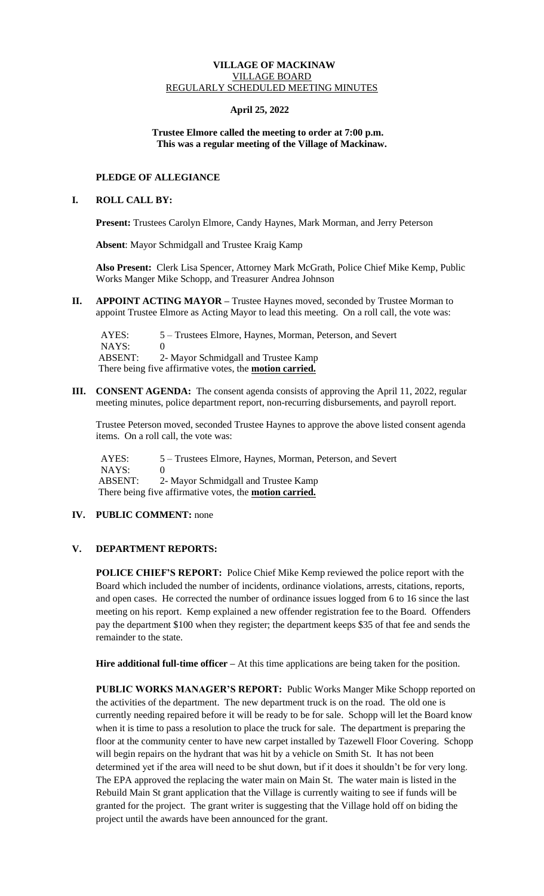**VILLAGE OF MACKINAW**
VILLAGE BOARD
REGULARLY SCHEDULED MEETING MINUTES

**April 25, 2022**

**Trustee Elmore called the meeting to order at 7:00 p.m.**
**This was a regular meeting of the Village of Mackinaw.**

**PLEDGE OF ALLEGIANCE**

**I. ROLL CALL BY:**

**Present:** Trustees Carolyn Elmore, Candy Haynes, Mark Morman, and Jerry Peterson

**Absent**: Mayor Schmidgall and Trustee Kraig Kamp

**Also Present:** Clerk Lisa Spencer, Attorney Mark McGrath, Police Chief Mike Kemp, Public Works Manger Mike Schopp, and Treasurer Andrea Johnson

**II. APPOINT ACTING MAYOR –** Trustee Haynes moved, seconded by Trustee Morman to appoint Trustee Elmore as Acting Mayor to lead this meeting. On a roll call, the vote was:

AYES: 5 – Trustees Elmore, Haynes, Morman, Peterson, and Severt
NAYS: 0
ABSENT: 2- Mayor Schmidgall and Trustee Kamp
There being five affirmative votes, the **motion carried.**

**III. CONSENT AGENDA:** The consent agenda consists of approving the April 11, 2022, regular meeting minutes, police department report, non-recurring disbursements, and payroll report.

Trustee Peterson moved, seconded Trustee Haynes to approve the above listed consent agenda items. On a roll call, the vote was:

AYES: 5 – Trustees Elmore, Haynes, Morman, Peterson, and Severt
NAYS: 0
ABSENT: 2- Mayor Schmidgall and Trustee Kamp
There being five affirmative votes, the **motion carried.**

**IV. PUBLIC COMMENT:** none

**V. DEPARTMENT REPORTS:**

**POLICE CHIEF'S REPORT:** Police Chief Mike Kemp reviewed the police report with the Board which included the number of incidents, ordinance violations, arrests, citations, reports, and open cases. He corrected the number of ordinance issues logged from 6 to 16 since the last meeting on his report. Kemp explained a new offender registration fee to the Board. Offenders pay the department $100 when they register; the department keeps $35 of that fee and sends the remainder to the state.

**Hire additional full-time officer –** At this time applications are being taken for the position.

**PUBLIC WORKS MANAGER'S REPORT:** Public Works Manger Mike Schopp reported on the activities of the department. The new department truck is on the road. The old one is currently needing repaired before it will be ready to be for sale. Schopp will let the Board know when it is time to pass a resolution to place the truck for sale. The department is preparing the floor at the community center to have new carpet installed by Tazewell Floor Covering. Schopp will begin repairs on the hydrant that was hit by a vehicle on Smith St. It has not been determined yet if the area will need to be shut down, but if it does it shouldn't be for very long. The EPA approved the replacing the water main on Main St. The water main is listed in the Rebuild Main St grant application that the Village is currently waiting to see if funds will be granted for the project. The grant writer is suggesting that the Village hold off on biding the project until the awards have been announced for the grant.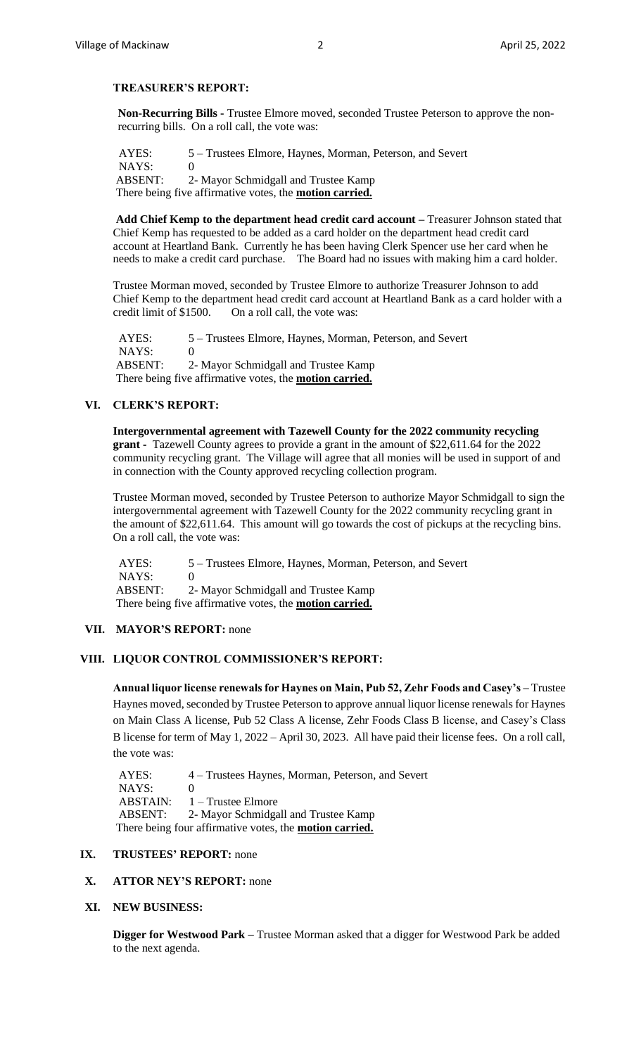### TREASURER'S REPORT:

**Non-Recurring Bills -** Trustee Elmore moved, seconded Trustee Peterson to approve the non-recurring bills. On a roll call, the vote was:

AYES: 5 – Trustees Elmore, Haynes, Morman, Peterson, and Severt
NAYS: 0
ABSENT: 2- Mayor Schmidgall and Trustee Kamp
There being five affirmative votes, the **motion carried.**

**Add Chief Kemp to the department head credit card account –** Treasurer Johnson stated that Chief Kemp has requested to be added as a card holder on the department head credit card account at Heartland Bank. Currently he has been having Clerk Spencer use her card when he needs to make a credit card purchase. The Board had no issues with making him a card holder.

Trustee Morman moved, seconded by Trustee Elmore to authorize Treasurer Johnson to add Chief Kemp to the department head credit card account at Heartland Bank as a card holder with a credit limit of $1500. On a roll call, the vote was:

AYES: 5 – Trustees Elmore, Haynes, Morman, Peterson, and Severt
NAYS: 0
ABSENT: 2- Mayor Schmidgall and Trustee Kamp
There being five affirmative votes, the **motion carried.**

## VI. CLERK'S REPORT:

**Intergovernmental agreement with Tazewell County for the 2022 community recycling grant -** Tazewell County agrees to provide a grant in the amount of $22,611.64 for the 2022 community recycling grant. The Village will agree that all monies will be used in support of and in connection with the County approved recycling collection program.

Trustee Morman moved, seconded by Trustee Peterson to authorize Mayor Schmidgall to sign the intergovernmental agreement with Tazewell County for the 2022 community recycling grant in the amount of $22,611.64. This amount will go towards the cost of pickups at the recycling bins. On a roll call, the vote was:

AYES: 5 – Trustees Elmore, Haynes, Morman, Peterson, and Severt
NAYS: 0
ABSENT: 2- Mayor Schmidgall and Trustee Kamp
There being five affirmative votes, the **motion carried.**

## VII. MAYOR'S REPORT: none

## VIII. LIQUOR CONTROL COMMISSIONER'S REPORT:

**Annual liquor license renewals for Haynes on Main, Pub 52, Zehr Foods and Casey's –** Trustee Haynes moved, seconded by Trustee Peterson to approve annual liquor license renewals for Haynes on Main Class A license, Pub 52 Class A license, Zehr Foods Class B license, and Casey's Class B license for term of May 1, 2022 – April 30, 2023. All have paid their license fees. On a roll call, the vote was:

AYES: 4 – Trustees Haynes, Morman, Peterson, and Severt
NAYS: 0
ABSTAIN: 1 – Trustee Elmore
ABSENT: 2- Mayor Schmidgall and Trustee Kamp
There being four affirmative votes, the **motion carried.**

## IX. TRUSTEES' REPORT: none

## X. ATTOR NEY'S REPORT: none

## XI. NEW BUSINESS:

**Digger for Westwood Park –** Trustee Morman asked that a digger for Westwood Park be added to the next agenda.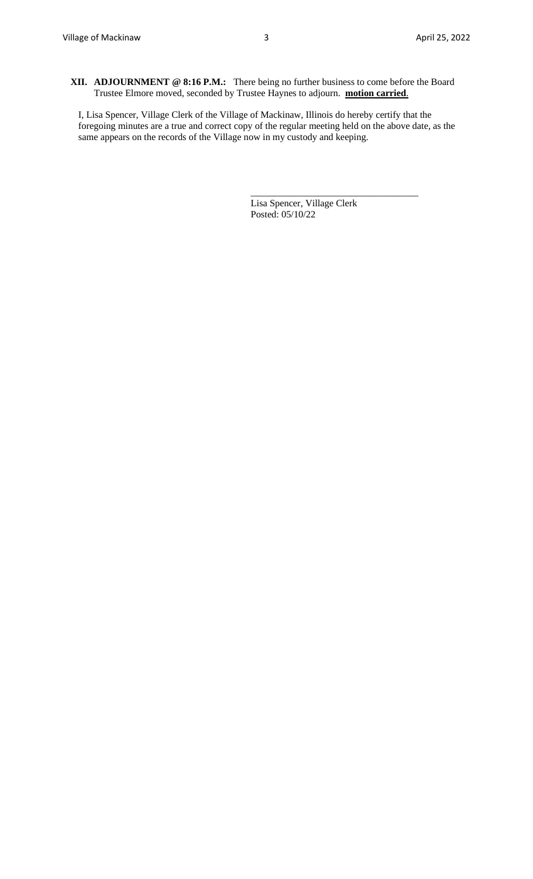**XII. ADJOURNMENT @ 8:16 P.M.:** There being no further business to come before the Board Trustee Elmore moved, seconded by Trustee Haynes to adjourn. **motion carried**.

I, Lisa Spencer, Village Clerk of the Village of Mackinaw, Illinois do hereby certify that the foregoing minutes are a true and correct copy of the regular meeting held on the above date, as the same appears on the records of the Village now in my custody and keeping.

\_\_\_\_\_\_\_\_\_\_\_\_\_\_\_\_\_\_\_\_\_\_\_\_\_\_\_\_\_\_\_\_\_\_\_

Lisa Spencer, Village Clerk

Posted: 05/10/22